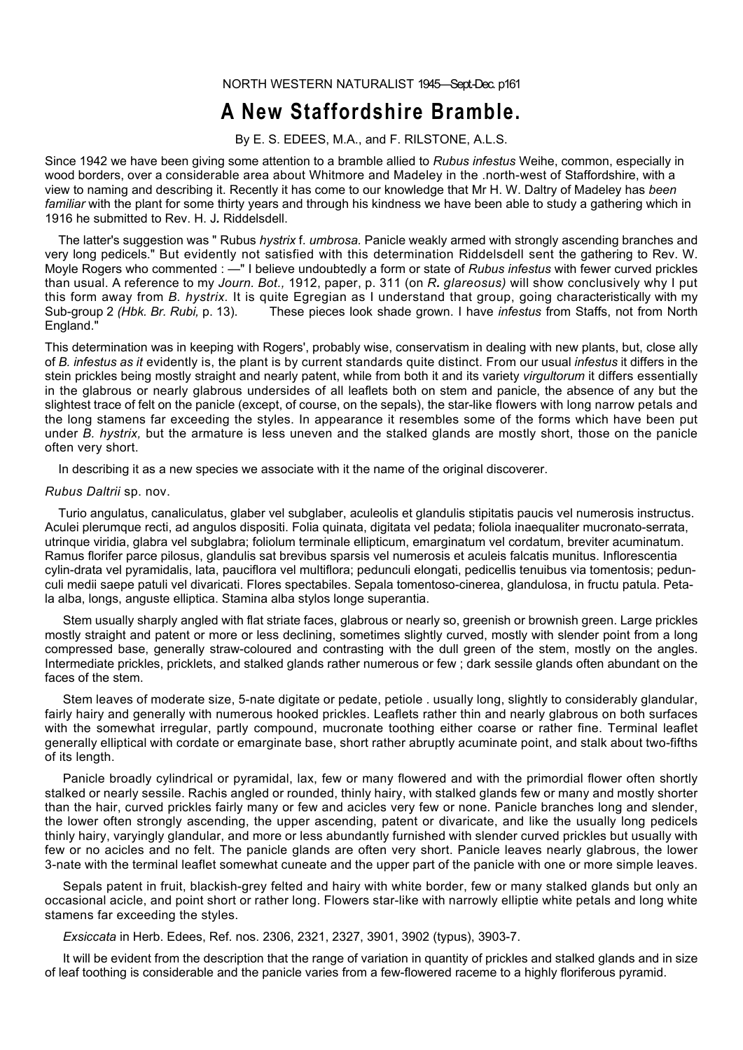# A New Staffordshire Bramble.

By E. S. EDEES, M.A., and F. RILSTONE, A.L.S.

Since 1942 we have been giving some attention to a bramble allied to *Rubus infestus* Weihe, common, especially in wood borders, over a considerable area about Whitmore and Madeley in the .north-west of Staffordshire, with a view to naming and describing it. Recently it has come to our knowledge that Mr H. W. Daltry of Madeley has *been familiar* with the plant for some thirty years and through his kindness we have been able to study a gathering which in 1916 he submitted to Rev. H. J. Riddelsdell.

The latter's suggestion was " Rubus *hystrix* f. *umbrosa.* Panicle weakly armed with strongly ascending branches and very long pedicels." But evidently not satisfied with this determination Riddelsdell sent the gathering to Rev. W. Moyle Rogers who commented : —" I believe undoubtedly a form or state of *Rubus infestus* with fewer curved prickles than usual. A reference to my *Journ. Bot.,* 1912, paper, p. 311 (on *R. glareosus)* will show conclusively why I put this form away from *B. hystrix.* It is quite Egregian as I understand that group, going characteristically with my Sub-group 2 *(Hbk. Br. Rubi,* p. 13). These pieces look shade grown. I have *infestus* from Staffs, not from North England."

This determination was in keeping with Rogers', probably wise, conservatism in dealing with new plants, but, close ally of *B. infestus as it* evidently is, the plant is by current standards quite distinct. From our usual *infestus* it differs in the stein prickles being mostly straight and nearly patent, while from both it and its variety *virgultorum* it differs essentially in the glabrous or nearly glabrous undersides of all leaflets both on stem and panicle, the absence of any but the slightest trace of felt on the panicle (except, of course, on the sepals), the star-like flowers with long narrow petals and the long stamens far exceeding the styles. In appearance it resembles some of the forms which have been put under *B. hystrix,* but the armature is less uneven and the stalked glands are mostly short, those on the panicle often very short.

In describing it as a new species we associate with it the name of the original discoverer.

*Rubus Daltrii* sp. nov.

Turio angulatus, canaliculatus, glaber vel subglaber, aculeolis et glandulis stipitatis paucis vel numerosis instructus. Aculei plerumque recti, ad angulos dispositi. Folia quinata, digitata vel pedata; foliola inaequaliter mucronato-serrata, utrinque viridia, glabra vel subglabra; foliolum terminale ellipticum, emarginatum vel cordatum, breviter acuminatum. Ramus florifer parce pilosus, glandulis sat brevibus sparsis vel numerosis et aculeis falcatis munitus. Inflorescentia cylin-drata vel pyramidalis, lata, pauciflora vel multiflora; pedunculi elongati, pedicellis tenuibus via tomentosis; pedunculi medii saepe patuli vel divaricati. Flores spectabiles. Sepala tomentoso-cinerea, glandulosa, in fructu patula. Petala alba, longs, anguste elliptica. Stamina alba stylos longe superantia.

Stem usually sharply angled with flat striate faces, glabrous or nearly so, greenish or brownish green. Large prickles mostly straight and patent or more or less declining, sometimes slightly curved, mostly with slender point from a long compressed base, generally straw-coloured and contrasting with the dull green of the stem, mostly on the angles. Intermediate prickles, pricklets, and stalked glands rather numerous or few ; dark sessile glands often abundant on the faces of the stem.

Stem leaves of moderate size, 5-nate digitate or pedate, petiole . usually long, slightly to considerably glandular, fairly hairy and generally with numerous hooked prickles. Leaflets rather thin and nearly glabrous on both surfaces with the somewhat irregular, partly compound, mucronate toothing either coarse or rather fine. Terminal leaflet generally elliptical with cordate or emarginate base, short rather abruptly acuminate point, and stalk about two-fifths of its length.

Panicle broadly cylindrical or pyramidal, lax, few or many flowered and with the primordial flower often shortly stalked or nearly sessile. Rachis angled or rounded, thinly hairy, with stalked glands few or many and mostly shorter than the hair, curved prickles fairly many or few and acicles very few or none. Panicle branches long and slender, the lower often strongly ascending, the upper ascending, patent or divaricate, and like the usually long pedicels thinly hairy, varyingly glandular, and more or less abundantly furnished with slender curved prickles but usually with few or no acicles and no felt. The panicle glands are often very short. Panicle leaves nearly glabrous, the lower 3-nate with the terminal leaflet somewhat cuneate and the upper part of the panicle with one or more simple leaves.

Sepals patent in fruit, blackish-grey felted and hairy with white border, few or many stalked glands but only an occasional acicle, and point short or rather long. Flowers star-like with narrowly elliptie white petals and long white stamens far exceeding the styles.

*Exsiccata* in Herb. Edees, Ref. nos. 2306, 2321, 2327, 3901, 3902 (typus), 3903-7.

It will be evident from the description that the range of variation in quantity of prickles and stalked glands and in size of leaf toothing is considerable and the panicle varies from a few-flowered raceme to a highly floriferous pyramid.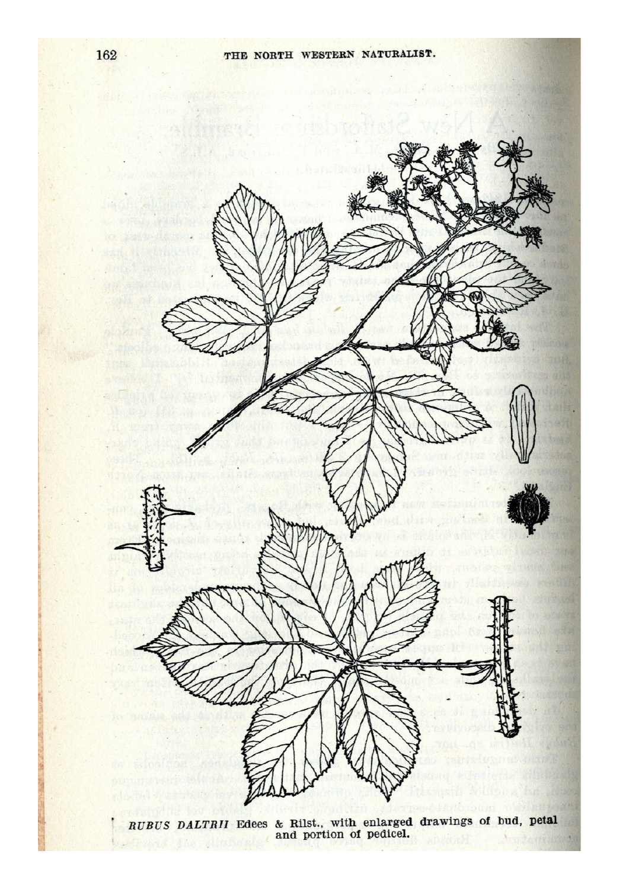***RUBUS DALTRII*** **Edees & Rilst., with enlarged drawings of bud, petal and portion of pedicel.**